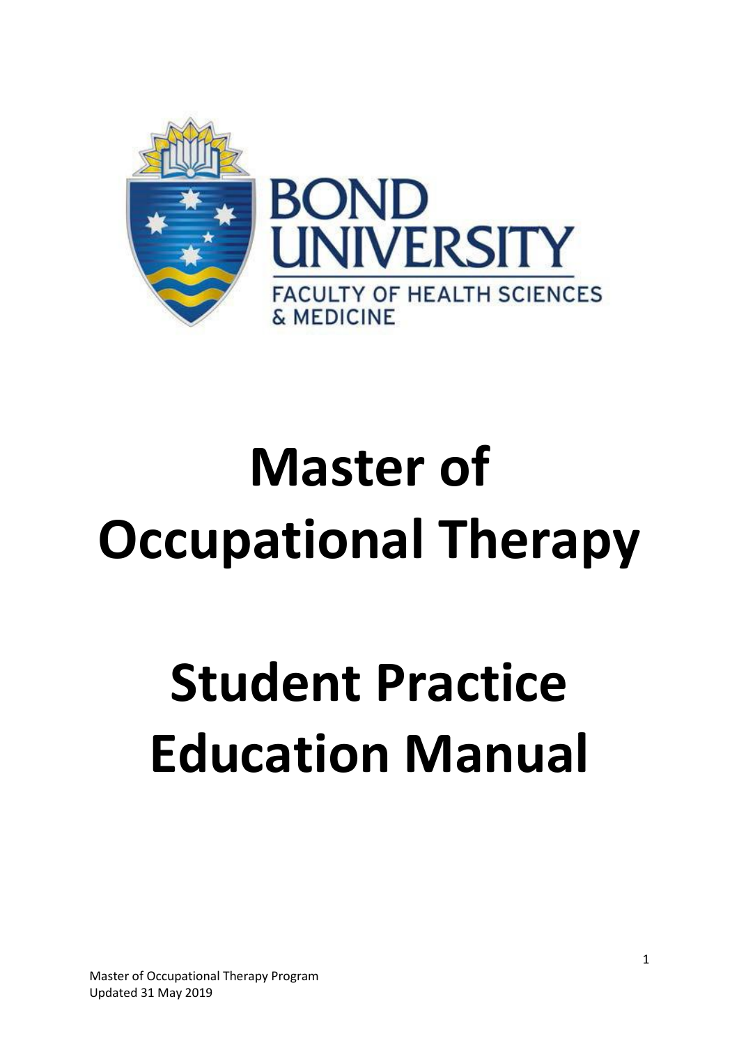BOND UNIVERSITY

FACULTY OF HEALTH SCIENCES & MEDICINE

# Master of Occupational Therapy

# Student Practice Education Manual

Master of Occupational Therapy Program
Updated 31 May 2019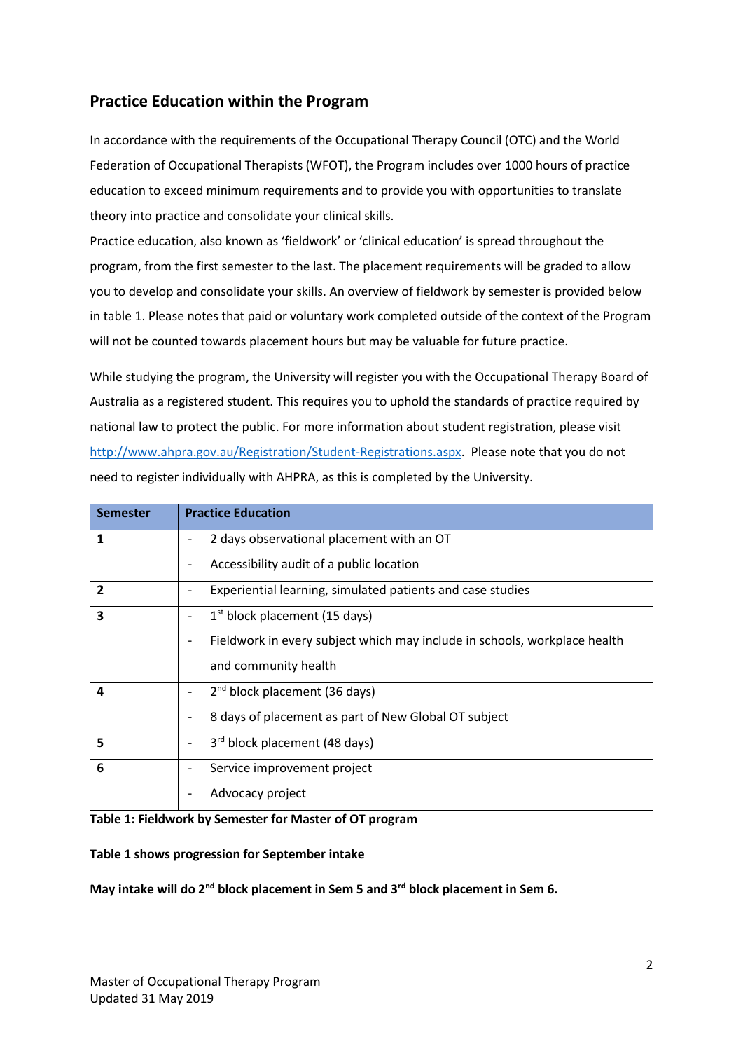## Practice Education within the Program

In accordance with the requirements of the Occupational Therapy Council (OTC) and the World Federation of Occupational Therapists (WFOT), the Program includes over 1000 hours of practice education to exceed minimum requirements and to provide you with opportunities to translate theory into practice and consolidate your clinical skills.

Practice education, also known as 'fieldwork' or 'clinical education' is spread throughout the program, from the first semester to the last. The placement requirements will be graded to allow you to develop and consolidate your skills. An overview of fieldwork by semester is provided below in table 1. Please notes that paid or voluntary work completed outside of the context of the Program will not be counted towards placement hours but may be valuable for future practice.

While studying the program, the University will register you with the Occupational Therapy Board of Australia as a registered student. This requires you to uphold the standards of practice required by national law to protect the public. For more information about student registration, please visit http://www.ahpra.gov.au/Registration/Student-Registrations.aspx. Please note that you do not need to register individually with AHPRA, as this is completed by the University.

| Semester | Practice Education |
|---|---|
| 1 | - 2 days observational placement with an OT<br>- Accessibility audit of a public location |
| 2 | - Experiential learning, simulated patients and case studies |
| 3 | - 1st block placement (15 days)<br>- Fieldwork in every subject which may include in schools, workplace health and community health |
| 4 | - 2nd block placement (36 days)<br>- 8 days of placement as part of New Global OT subject |
| 5 | - 3rd block placement (48 days) |
| 6 | - Service improvement project<br>- Advocacy project |

**Table 1: Fieldwork by Semester for Master of OT program**

**Table 1 shows progression for September intake**

**May intake will do 2nd block placement in Sem 5 and 3rd block placement in Sem 6.**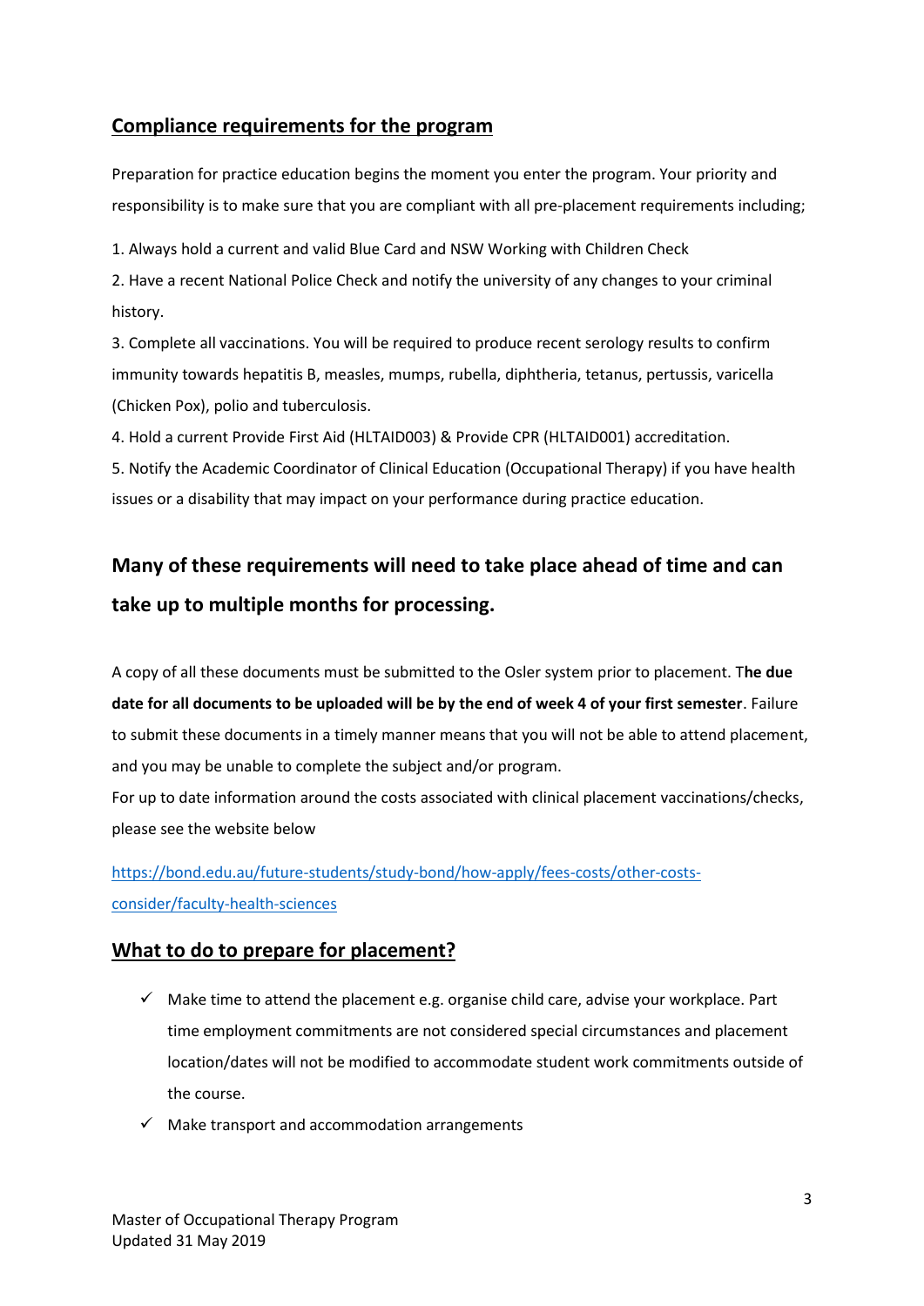## Compliance requirements for the program

Preparation for practice education begins the moment you enter the program. Your priority and responsibility is to make sure that you are compliant with all pre-placement requirements including;

1. Always hold a current and valid Blue Card and NSW Working with Children Check
2. Have a recent National Police Check and notify the university of any changes to your criminal history.
3. Complete all vaccinations. You will be required to produce recent serology results to confirm immunity towards hepatitis B, measles, mumps, rubella, diphtheria, tetanus, pertussis, varicella (Chicken Pox), polio and tuberculosis.
4. Hold a current Provide First Aid (HLTAID003) & Provide CPR (HLTAID001) accreditation.
5. Notify the Academic Coordinator of Clinical Education (Occupational Therapy) if you have health issues or a disability that may impact on your performance during practice education.

**Many of these requirements will need to take place ahead of time and can take up to multiple months for processing.**

A copy of all these documents must be submitted to the Osler system prior to placement. T**he due date for all documents to be uploaded will be by the end of week 4 of your first semester**. Failure to submit these documents in a timely manner means that you will not be able to attend placement, and you may be unable to complete the subject and/or program.

For up to date information around the costs associated with clinical placement vaccinations/checks, please see the website below

https://bond.edu.au/future-students/study-bond/how-apply/fees-costs/other-costs-consider/faculty-health-sciences

## What to do to prepare for placement?

- ✓ Make time to attend the placement e.g. organise child care, advise your workplace. Part time employment commitments are not considered special circumstances and placement location/dates will not be modified to accommodate student work commitments outside of the course.
- ✓ Make transport and accommodation arrangements

Master of Occupational Therapy Program
Updated 31 May 2019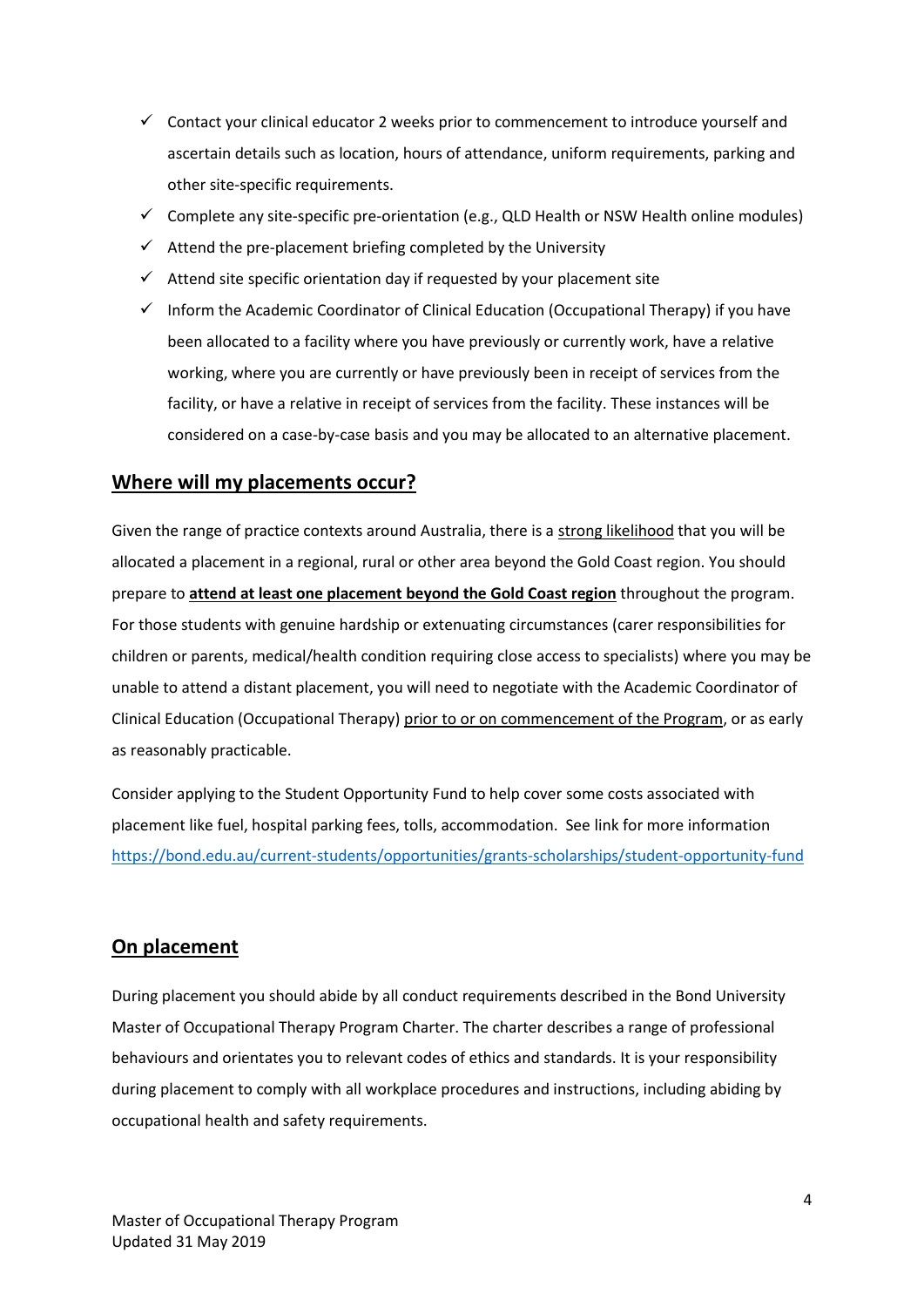- ✓ Contact your clinical educator 2 weeks prior to commencement to introduce yourself and ascertain details such as location, hours of attendance, uniform requirements, parking and other site-specific requirements.
- ✓ Complete any site-specific pre-orientation (e.g., QLD Health or NSW Health online modules)
- ✓ Attend the pre-placement briefing completed by the University
- ✓ Attend site specific orientation day if requested by your placement site
- ✓ Inform the Academic Coordinator of Clinical Education (Occupational Therapy) if you have been allocated to a facility where you have previously or currently work, have a relative working, where you are currently or have previously been in receipt of services from the facility, or have a relative in receipt of services from the facility. These instances will be considered on a case-by-case basis and you may be allocated to an alternative placement.

## Where will my placements occur?

Given the range of practice contexts around Australia, there is a strong likelihood that you will be allocated a placement in a regional, rural or other area beyond the Gold Coast region. You should prepare to **attend at least one placement beyond the Gold Coast region** throughout the program. For those students with genuine hardship or extenuating circumstances (carer responsibilities for children or parents, medical/health condition requiring close access to specialists) where you may be unable to attend a distant placement, you will need to negotiate with the Academic Coordinator of Clinical Education (Occupational Therapy) prior to or on commencement of the Program, or as early as reasonably practicable.

Consider applying to the Student Opportunity Fund to help cover some costs associated with placement like fuel, hospital parking fees, tolls, accommodation. See link for more information https://bond.edu.au/current-students/opportunities/grants-scholarships/student-opportunity-fund

## On placement

During placement you should abide by all conduct requirements described in the Bond University Master of Occupational Therapy Program Charter. The charter describes a range of professional behaviours and orientates you to relevant codes of ethics and standards. It is your responsibility during placement to comply with all workplace procedures and instructions, including abiding by occupational health and safety requirements.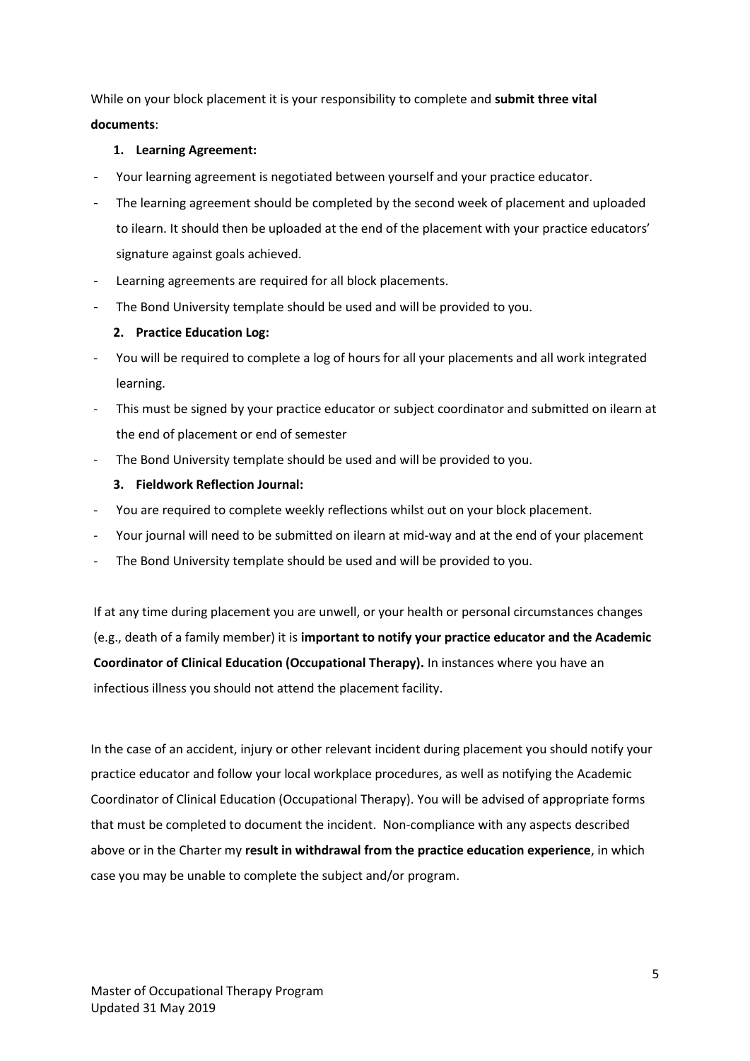While on your block placement it is your responsibility to complete and **submit three vital documents**:

**1. Learning Agreement:**

- Your learning agreement is negotiated between yourself and your practice educator.
- The learning agreement should be completed by the second week of placement and uploaded to ilearn. It should then be uploaded at the end of the placement with your practice educators' signature against goals achieved.
- Learning agreements are required for all block placements.
- The Bond University template should be used and will be provided to you.

**2. Practice Education Log:**

- You will be required to complete a log of hours for all your placements and all work integrated learning.
- This must be signed by your practice educator or subject coordinator and submitted on ilearn at the end of placement or end of semester
- The Bond University template should be used and will be provided to you.

**3. Fieldwork Reflection Journal:**

- You are required to complete weekly reflections whilst out on your block placement.
- Your journal will need to be submitted on ilearn at mid-way and at the end of your placement
- The Bond University template should be used and will be provided to you.

If at any time during placement you are unwell, or your health or personal circumstances changes (e.g., death of a family member) it is **important to notify your practice educator and the Academic Coordinator of Clinical Education (Occupational Therapy).** In instances where you have an infectious illness you should not attend the placement facility.

In the case of an accident, injury or other relevant incident during placement you should notify your practice educator and follow your local workplace procedures, as well as notifying the Academic Coordinator of Clinical Education (Occupational Therapy). You will be advised of appropriate forms that must be completed to document the incident. Non-compliance with any aspects described above or in the Charter my **result in withdrawal from the practice education experience**, in which case you may be unable to complete the subject and/or program.

Master of Occupational Therapy Program
Updated 31 May 2019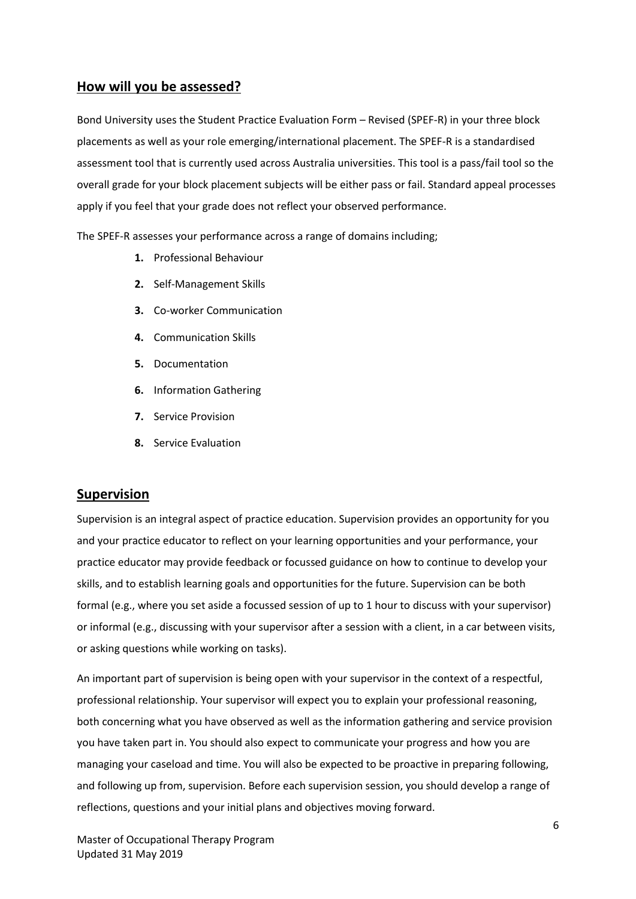## How will you be assessed?

Bond University uses the Student Practice Evaluation Form – Revised (SPEF-R) in your three block placements as well as your role emerging/international placement. The SPEF-R is a standardised assessment tool that is currently used across Australia universities. This tool is a pass/fail tool so the overall grade for your block placement subjects will be either pass or fail. Standard appeal processes apply if you feel that your grade does not reflect your observed performance.

The SPEF-R assesses your performance across a range of domains including;

1. Professional Behaviour
2. Self-Management Skills
3. Co-worker Communication
4. Communication Skills
5. Documentation
6. Information Gathering
7. Service Provision
8. Service Evaluation

## Supervision

Supervision is an integral aspect of practice education. Supervision provides an opportunity for you and your practice educator to reflect on your learning opportunities and your performance, your practice educator may provide feedback or focussed guidance on how to continue to develop your skills, and to establish learning goals and opportunities for the future. Supervision can be both formal (e.g., where you set aside a focussed session of up to 1 hour to discuss with your supervisor) or informal (e.g., discussing with your supervisor after a session with a client, in a car between visits, or asking questions while working on tasks).

An important part of supervision is being open with your supervisor in the context of a respectful, professional relationship. Your supervisor will expect you to explain your professional reasoning, both concerning what you have observed as well as the information gathering and service provision you have taken part in. You should also expect to communicate your progress and how you are managing your caseload and time. You will also be expected to be proactive in preparing following, and following up from, supervision. Before each supervision session, you should develop a range of reflections, questions and your initial plans and objectives moving forward.

Master of Occupational Therapy Program
Updated 31 May 2019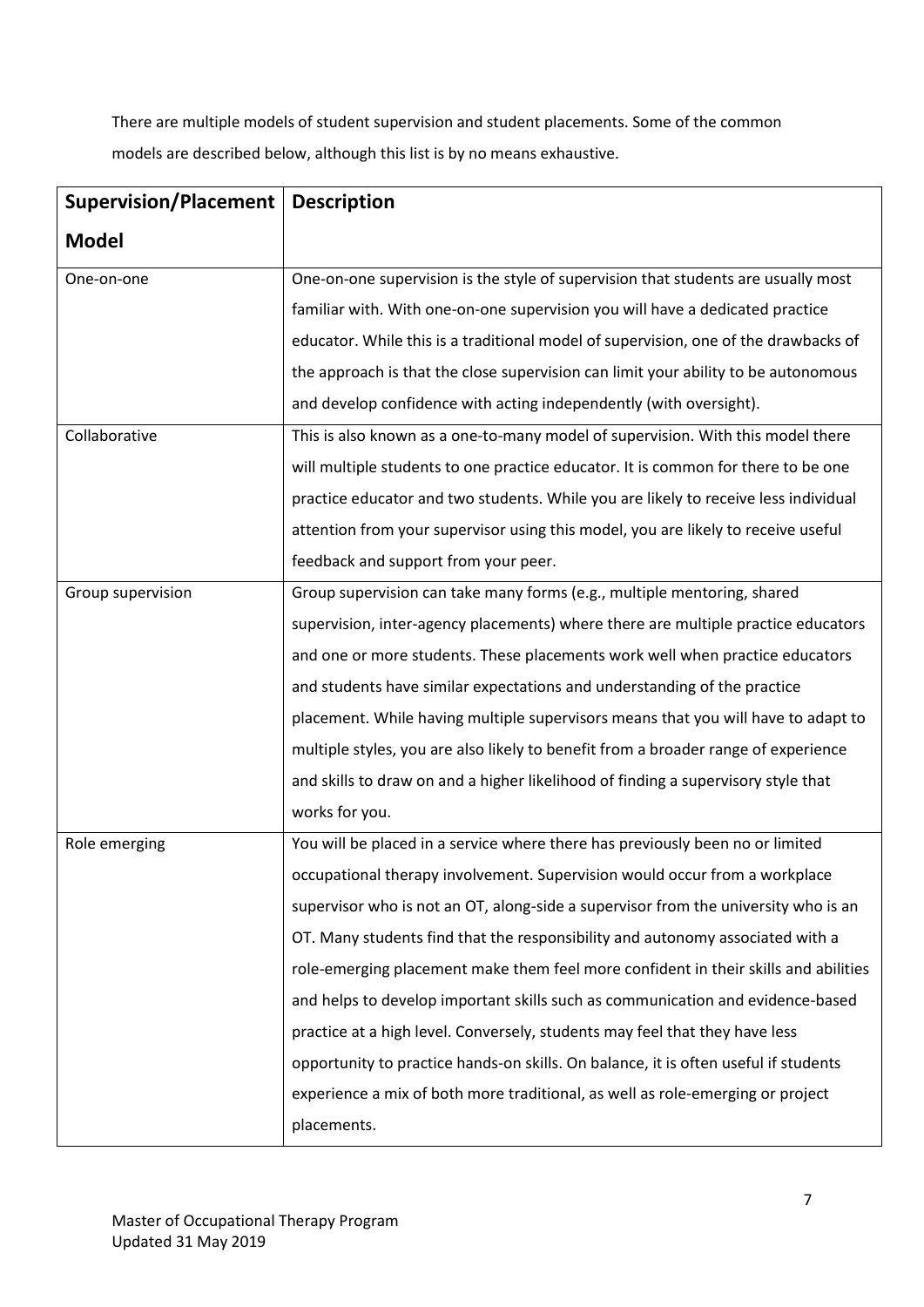There are multiple models of student supervision and student placements. Some of the common models are described below, although this list is by no means exhaustive.

| Supervision/Placement Model | Description |
|---|---|
| One-on-one | One-on-one supervision is the style of supervision that students are usually most familiar with. With one-on-one supervision you will have a dedicated practice educator. While this is a traditional model of supervision, one of the drawbacks of the approach is that the close supervision can limit your ability to be autonomous and develop confidence with acting independently (with oversight). |
| Collaborative | This is also known as a one-to-many model of supervision. With this model there will multiple students to one practice educator. It is common for there to be one practice educator and two students. While you are likely to receive less individual attention from your supervisor using this model, you are likely to receive useful feedback and support from your peer. |
| Group supervision | Group supervision can take many forms (e.g., multiple mentoring, shared supervision, inter-agency placements) where there are multiple practice educators and one or more students. These placements work well when practice educators and students have similar expectations and understanding of the practice placement. While having multiple supervisors means that you will have to adapt to multiple styles, you are also likely to benefit from a broader range of experience and skills to draw on and a higher likelihood of finding a supervisory style that works for you. |
| Role emerging | You will be placed in a service where there has previously been no or limited occupational therapy involvement. Supervision would occur from a workplace supervisor who is not an OT, along-side a supervisor from the university who is an OT. Many students find that the responsibility and autonomy associated with a role-emerging placement make them feel more confident in their skills and abilities and helps to develop important skills such as communication and evidence-based practice at a high level. Conversely, students may feel that they have less opportunity to practice hands-on skills. On balance, it is often useful if students experience a mix of both more traditional, as well as role-emerging or project placements. |

Master of Occupational Therapy Program
Updated 31 May 2019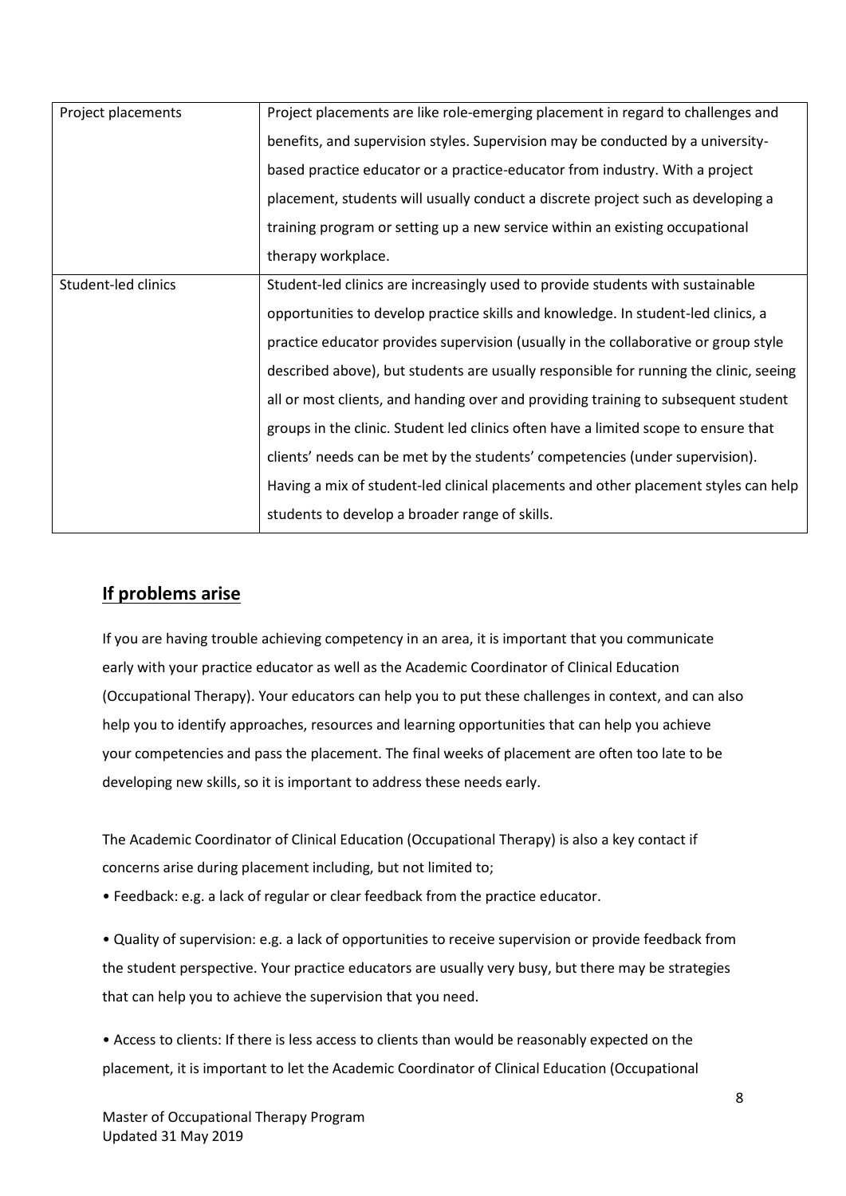| | |
|---|---|
| Project placements | Project placements are like role-emerging placement in regard to challenges and benefits, and supervision styles. Supervision may be conducted by a university-based practice educator or a practice-educator from industry. With a project placement, students will usually conduct a discrete project such as developing a training program or setting up a new service within an existing occupational therapy workplace. |
| Student-led clinics | Student-led clinics are increasingly used to provide students with sustainable opportunities to develop practice skills and knowledge. In student-led clinics, a practice educator provides supervision (usually in the collaborative or group style described above), but students are usually responsible for running the clinic, seeing all or most clients, and handing over and providing training to subsequent student groups in the clinic. Student led clinics often have a limited scope to ensure that clients' needs can be met by the students' competencies (under supervision). Having a mix of student-led clinical placements and other placement styles can help students to develop a broader range of skills. |

## If problems arise

If you are having trouble achieving competency in an area, it is important that you communicate early with your practice educator as well as the Academic Coordinator of Clinical Education (Occupational Therapy). Your educators can help you to put these challenges in context, and can also help you to identify approaches, resources and learning opportunities that can help you achieve your competencies and pass the placement. The final weeks of placement are often too late to be developing new skills, so it is important to address these needs early.

The Academic Coordinator of Clinical Education (Occupational Therapy) is also a key contact if concerns arise during placement including, but not limited to;

- Feedback: e.g. a lack of regular or clear feedback from the practice educator.
- Quality of supervision: e.g. a lack of opportunities to receive supervision or provide feedback from the student perspective. Your practice educators are usually very busy, but there may be strategies that can help you to achieve the supervision that you need.
- Access to clients: If there is less access to clients than would be reasonably expected on the placement, it is important to let the Academic Coordinator of Clinical Education (Occupational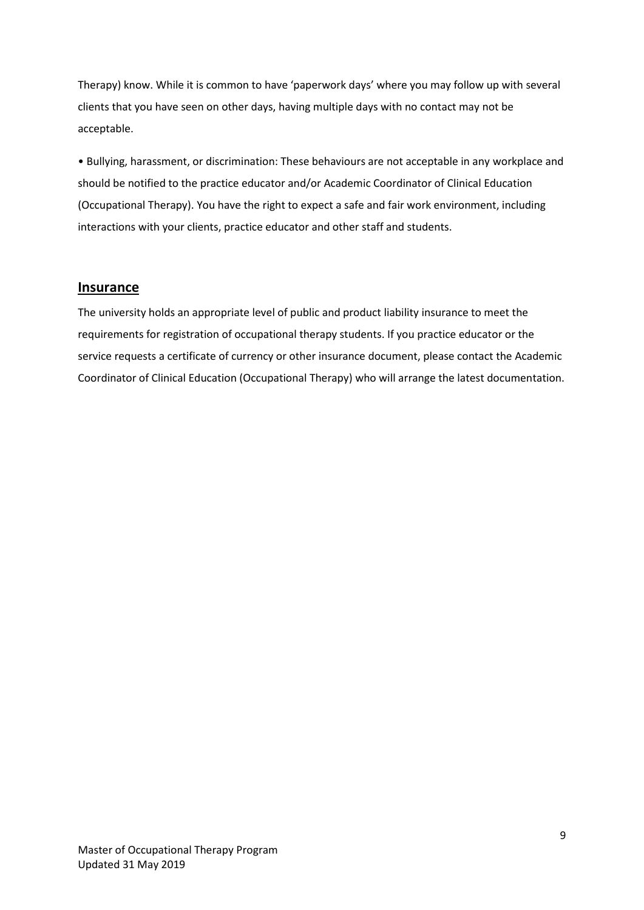Therapy) know. While it is common to have 'paperwork days' where you may follow up with several clients that you have seen on other days, having multiple days with no contact may not be acceptable.

• Bullying, harassment, or discrimination: These behaviours are not acceptable in any workplace and should be notified to the practice educator and/or Academic Coordinator of Clinical Education (Occupational Therapy). You have the right to expect a safe and fair work environment, including interactions with your clients, practice educator and other staff and students.

## Insurance

The university holds an appropriate level of public and product liability insurance to meet the requirements for registration of occupational therapy students. If you practice educator or the service requests a certificate of currency or other insurance document, please contact the Academic Coordinator of Clinical Education (Occupational Therapy) who will arrange the latest documentation.